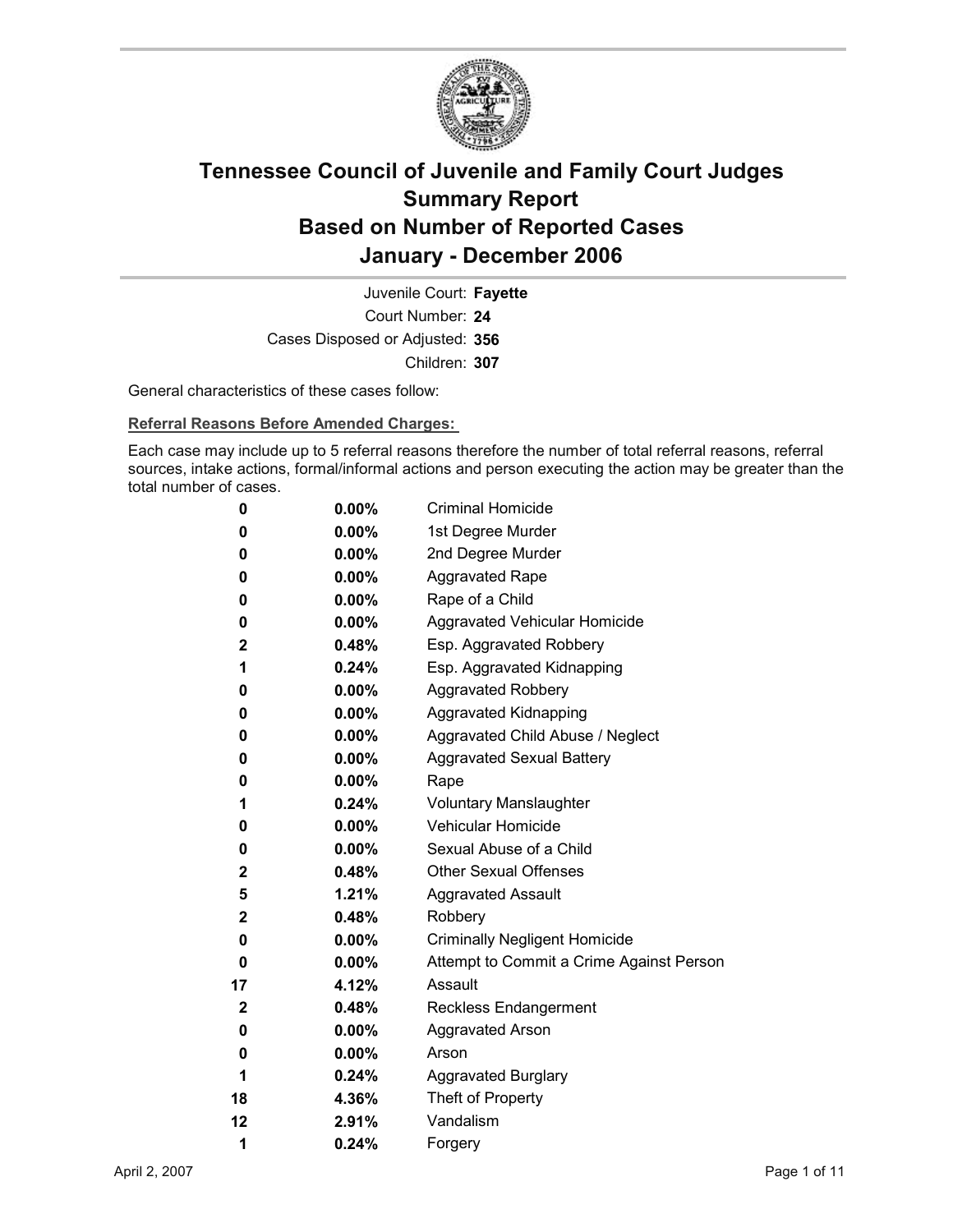# Tennessee Council of Juvenile and Family Court Judges
## Summary Report
## Based on Number of Reported Cases
## January - December 2006

Juvenile Court: **Fayette**

Court Number: **24**

Cases Disposed or Adjusted: **356**

Children: **307**

General characteristics of these cases follow:

**Referral Reasons Before Amended Charges:**

Each case may include up to 5 referral reasons therefore the number of total referral reasons, referral sources, intake actions, formal/informal actions and person executing the action may be greater than the total number of cases.

| Count | Percent | Referral Reason |
|---|---|---|
| 0 | 0.00% | Criminal Homicide |
| 0 | 0.00% | 1st Degree Murder |
| 0 | 0.00% | 2nd Degree Murder |
| 0 | 0.00% | Aggravated Rape |
| 0 | 0.00% | Rape of a Child |
| 0 | 0.00% | Aggravated Vehicular Homicide |
| 2 | 0.48% | Esp. Aggravated Robbery |
| 1 | 0.24% | Esp. Aggravated Kidnapping |
| 0 | 0.00% | Aggravated Robbery |
| 0 | 0.00% | Aggravated Kidnapping |
| 0 | 0.00% | Aggravated Child Abuse / Neglect |
| 0 | 0.00% | Aggravated Sexual Battery |
| 0 | 0.00% | Rape |
| 1 | 0.24% | Voluntary Manslaughter |
| 0 | 0.00% | Vehicular Homicide |
| 0 | 0.00% | Sexual Abuse of a Child |
| 2 | 0.48% | Other Sexual Offenses |
| 5 | 1.21% | Aggravated Assault |
| 2 | 0.48% | Robbery |
| 0 | 0.00% | Criminally Negligent Homicide |
| 0 | 0.00% | Attempt to Commit a Crime Against Person |
| 17 | 4.12% | Assault |
| 2 | 0.48% | Reckless Endangerment |
| 0 | 0.00% | Aggravated Arson |
| 0 | 0.00% | Arson |
| 1 | 0.24% | Aggravated Burglary |
| 18 | 4.36% | Theft of Property |
| 12 | 2.91% | Vandalism |
| 1 | 0.24% | Forgery |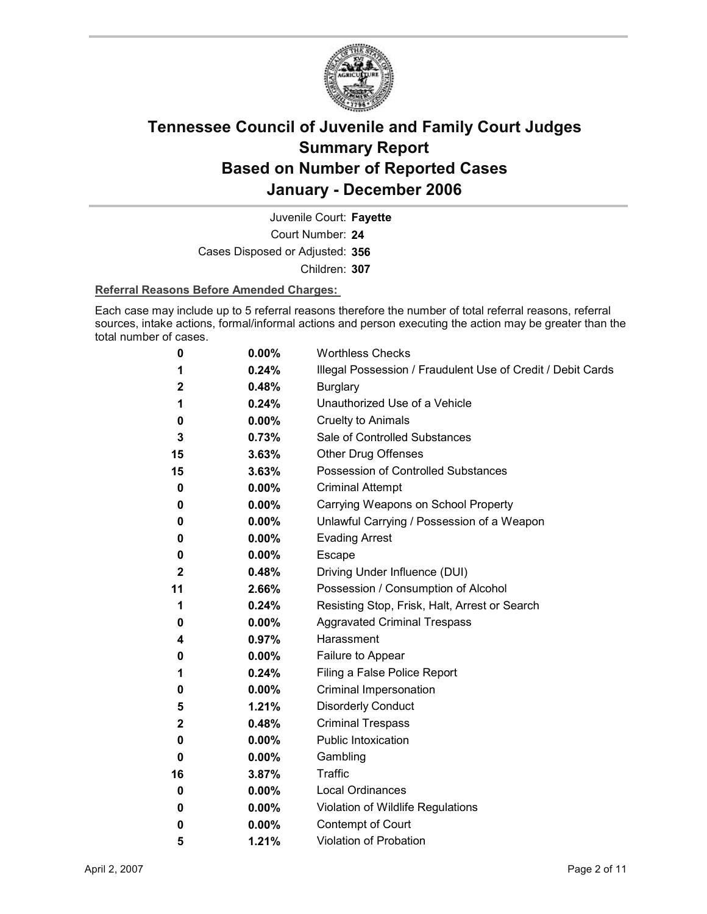# Tennessee Council of Juvenile and Family Court Judges
# Summary Report
# Based on Number of Reported Cases
# January - December 2006

Juvenile Court: **Fayette**

Court Number: **24**

Cases Disposed or Adjusted: **356**

Children: **307**

**Referral Reasons Before Amended Charges:**

Each case may include up to 5 referral reasons therefore the number of total referral reasons, referral sources, intake actions, formal/informal actions and person executing the action may be greater than the total number of cases.

| Count | Percent | Referral Reason |
|---|---|---|
| 0 | 0.00% | Worthless Checks |
| 1 | 0.24% | Illegal Possession / Fraudulent Use of Credit / Debit Cards |
| 2 | 0.48% | Burglary |
| 1 | 0.24% | Unauthorized Use of a Vehicle |
| 0 | 0.00% | Cruelty to Animals |
| 3 | 0.73% | Sale of Controlled Substances |
| 15 | 3.63% | Other Drug Offenses |
| 15 | 3.63% | Possession of Controlled Substances |
| 0 | 0.00% | Criminal Attempt |
| 0 | 0.00% | Carrying Weapons on School Property |
| 0 | 0.00% | Unlawful Carrying / Possession of a Weapon |
| 0 | 0.00% | Evading Arrest |
| 0 | 0.00% | Escape |
| 2 | 0.48% | Driving Under Influence (DUI) |
| 11 | 2.66% | Possession / Consumption of Alcohol |
| 1 | 0.24% | Resisting Stop, Frisk, Halt, Arrest or Search |
| 0 | 0.00% | Aggravated Criminal Trespass |
| 4 | 0.97% | Harassment |
| 0 | 0.00% | Failure to Appear |
| 1 | 0.24% | Filing a False Police Report |
| 0 | 0.00% | Criminal Impersonation |
| 5 | 1.21% | Disorderly Conduct |
| 2 | 0.48% | Criminal Trespass |
| 0 | 0.00% | Public Intoxication |
| 0 | 0.00% | Gambling |
| 16 | 3.87% | Traffic |
| 0 | 0.00% | Local Ordinances |
| 0 | 0.00% | Violation of Wildlife Regulations |
| 0 | 0.00% | Contempt of Court |
| 5 | 1.21% | Violation of Probation |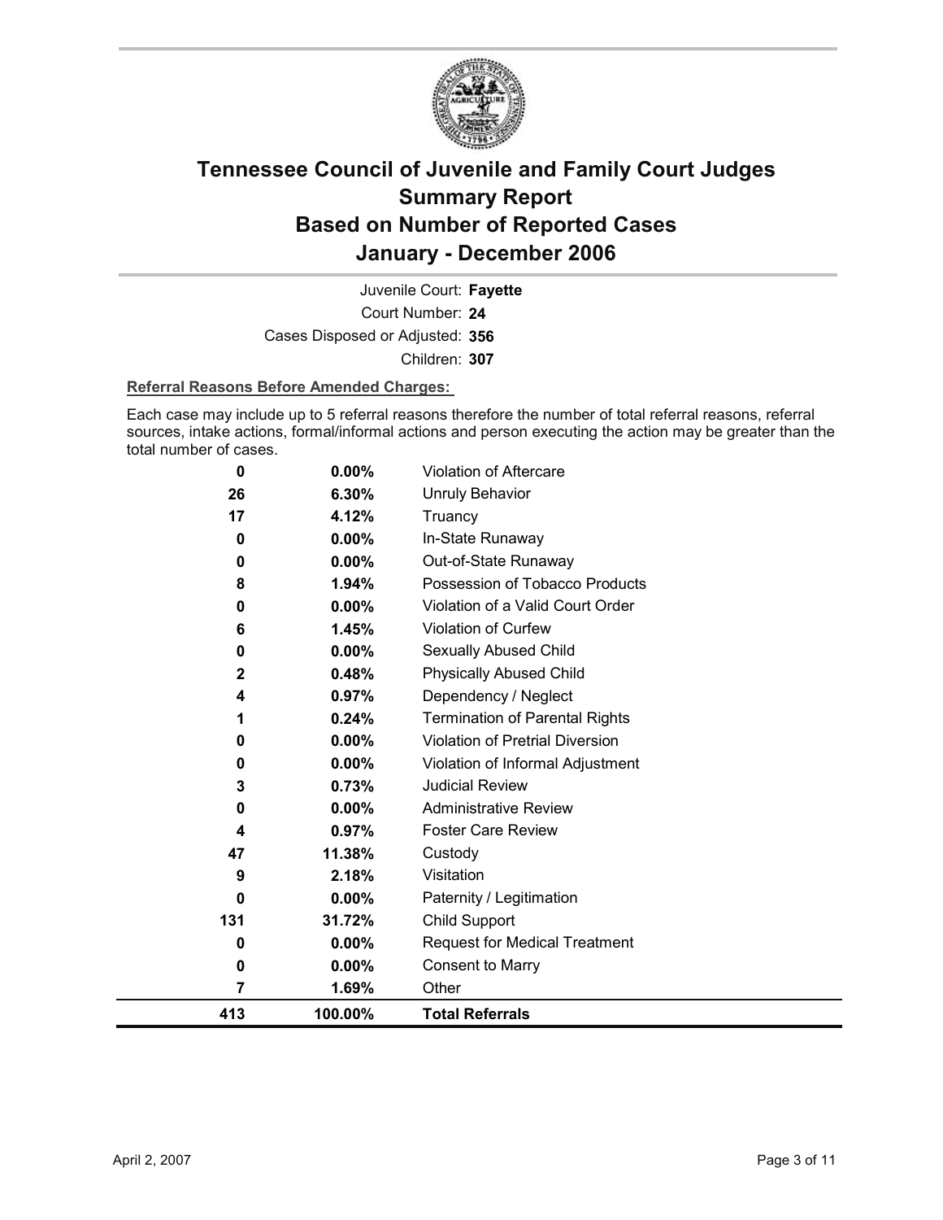# Tennessee Council of Juvenile and Family Court Judges Summary Report Based on Number of Reported Cases January - December 2006

Juvenile Court: **Fayette**

Court Number: **24**

Cases Disposed or Adjusted: **356**

Children: **307**

**Referral Reasons Before Amended Charges:**

Each case may include up to 5 referral reasons therefore the number of total referral reasons, referral sources, intake actions, formal/informal actions and person executing the action may be greater than the total number of cases.

| | | |
|---|---|---|
| 0 | 0.00% | Violation of Aftercare |
| 26 | 6.30% | Unruly Behavior |
| 17 | 4.12% | Truancy |
| 0 | 0.00% | In-State Runaway |
| 0 | 0.00% | Out-of-State Runaway |
| 8 | 1.94% | Possession of Tobacco Products |
| 0 | 0.00% | Violation of a Valid Court Order |
| 6 | 1.45% | Violation of Curfew |
| 0 | 0.00% | Sexually Abused Child |
| 2 | 0.48% | Physically Abused Child |
| 4 | 0.97% | Dependency / Neglect |
| 1 | 0.24% | Termination of Parental Rights |
| 0 | 0.00% | Violation of Pretrial Diversion |
| 0 | 0.00% | Violation of Informal Adjustment |
| 3 | 0.73% | Judicial Review |
| 0 | 0.00% | Administrative Review |
| 4 | 0.97% | Foster Care Review |
| 47 | 11.38% | Custody |
| 9 | 2.18% | Visitation |
| 0 | 0.00% | Paternity / Legitimation |
| 131 | 31.72% | Child Support |
| 0 | 0.00% | Request for Medical Treatment |
| 0 | 0.00% | Consent to Marry |
| 7 | 1.69% | Other |
| **413** | **100.00%** | **Total Referrals** |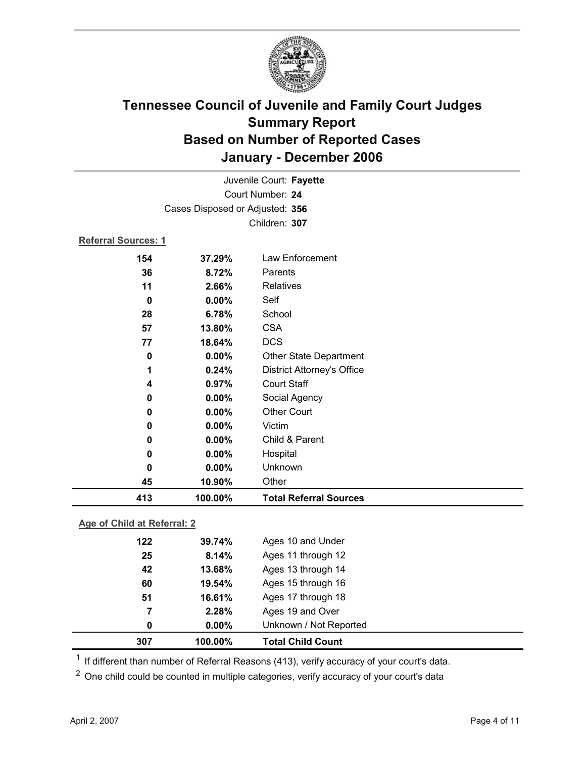# Tennessee Council of Juvenile and Family Court Judges
## Summary Report
## Based on Number of Reported Cases
## January - December 2006

Juvenile Court: **Fayette**
Court Number: **24**
Cases Disposed or Adjusted: **356**
Children: **307**

**Referral Sources: 1**

| | | |
|---|---|---|
| 154 | 37.29% | Law Enforcement |
| 36 | 8.72% | Parents |
| 11 | 2.66% | Relatives |
| 0 | 0.00% | Self |
| 28 | 6.78% | School |
| 57 | 13.80% | CSA |
| 77 | 18.64% | DCS |
| 0 | 0.00% | Other State Department |
| 1 | 0.24% | District Attorney's Office |
| 4 | 0.97% | Court Staff |
| 0 | 0.00% | Social Agency |
| 0 | 0.00% | Other Court |
| 0 | 0.00% | Victim |
| 0 | 0.00% | Child & Parent |
| 0 | 0.00% | Hospital |
| 0 | 0.00% | Unknown |
| 45 | 10.90% | Other |
| **413** | **100.00%** | **Total Referral Sources** |

**Age of Child at Referral: 2**

| | | |
|---|---|---|
| 122 | 39.74% | Ages 10 and Under |
| 25 | 8.14% | Ages 11 through 12 |
| 42 | 13.68% | Ages 13 through 14 |
| 60 | 19.54% | Ages 15 through 16 |
| 51 | 16.61% | Ages 17 through 18 |
| 7 | 2.28% | Ages 19 and Over |
| 0 | 0.00% | Unknown / Not Reported |
| **307** | **100.00%** | **Total Child Count** |

[1] If different than number of Referral Reasons (413), verify accuracy of your court's data.

[2] One child could be counted in multiple categories, verify accuracy of your court's data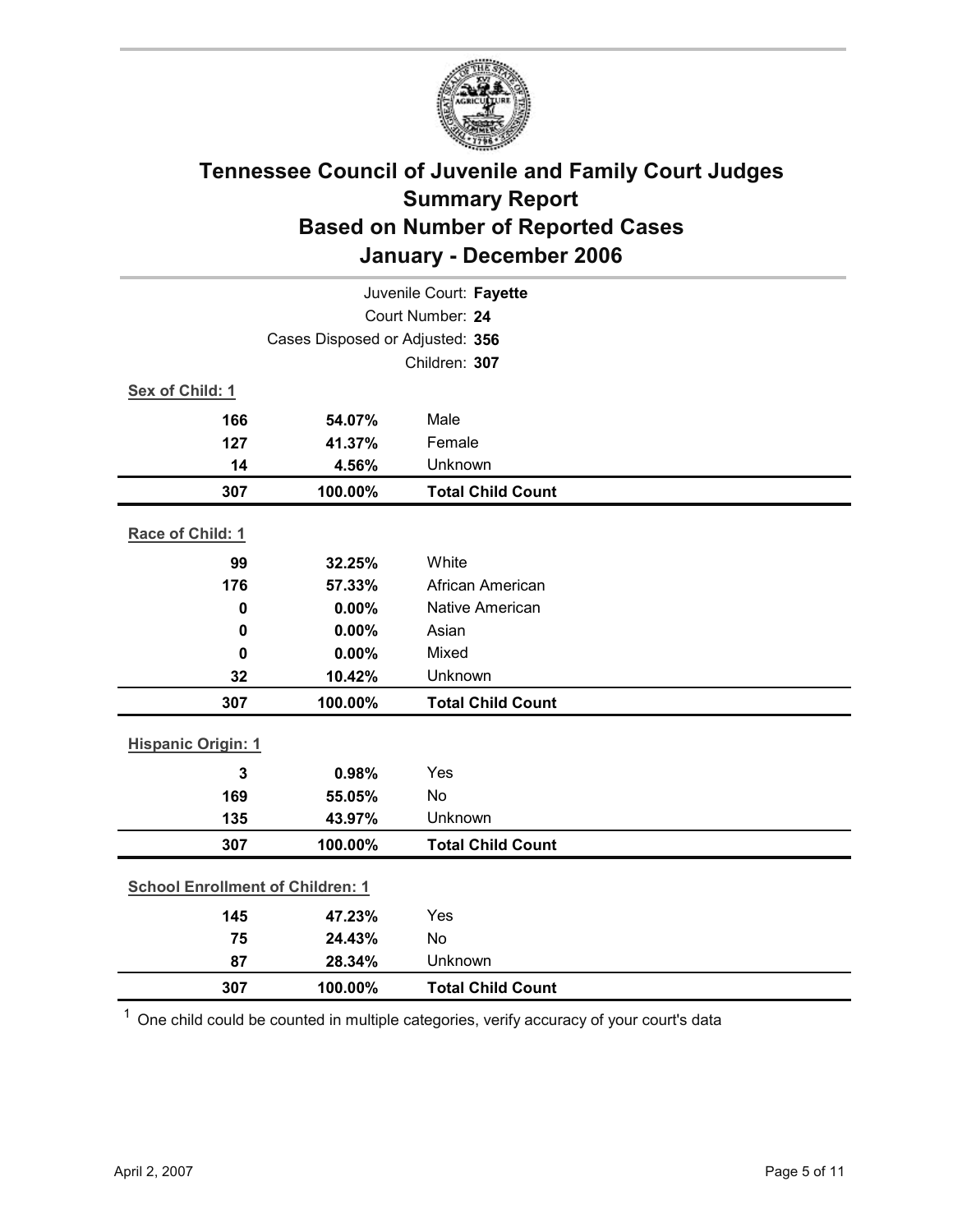# Tennessee Council of Juvenile and Family Court Judges
## Summary Report
## Based on Number of Reported Cases
## January - December 2006

Juvenile Court: **Fayette**
Court Number: **24**
Cases Disposed or Adjusted: **356**
Children: **307**

**Sex of Child: 1**

| | | |
|---|---|---|
| 166 | 54.07% | Male |
| 127 | 41.37% | Female |
| 14 | 4.56% | Unknown |
| **307** | **100.00%** | **Total Child Count** |

**Race of Child: 1**

| | | |
|---|---|---|
| 99 | 32.25% | White |
| 176 | 57.33% | African American |
| 0 | 0.00% | Native American |
| 0 | 0.00% | Asian |
| 0 | 0.00% | Mixed |
| 32 | 10.42% | Unknown |
| **307** | **100.00%** | **Total Child Count** |

**Hispanic Origin: 1**

| | | |
|---|---|---|
| 3 | 0.98% | Yes |
| 169 | 55.05% | No |
| 135 | 43.97% | Unknown |
| **307** | **100.00%** | **Total Child Count** |

**School Enrollment of Children: 1**

| | | |
|---|---|---|
| 145 | 47.23% | Yes |
| 75 | 24.43% | No |
| 87 | 28.34% | Unknown |
| **307** | **100.00%** | **Total Child Count** |

[1] One child could be counted in multiple categories, verify accuracy of your court's data

April 2, 2007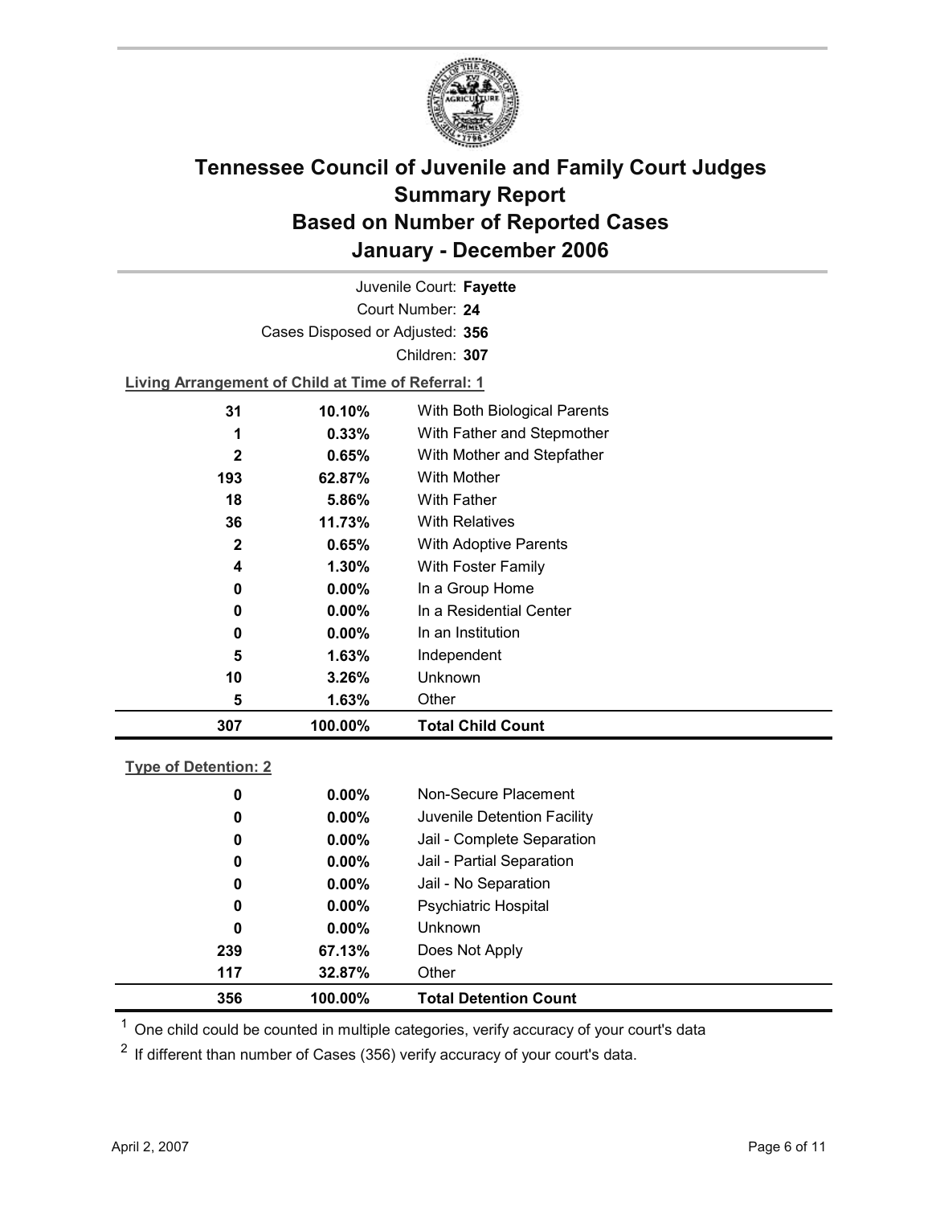# Tennessee Council of Juvenile and Family Court Judges
# Summary Report
# Based on Number of Reported Cases
# January - December 2006

Juvenile Court: **Fayette**

Court Number: **24**

Cases Disposed or Adjusted: **356**

Children: **307**

**Living Arrangement of Child at Time of Referral: 1**

| Count | Percent | Category |
|---|---|---|
| 31 | 10.10% | With Both Biological Parents |
| 1 | 0.33% | With Father and Stepmother |
| 2 | 0.65% | With Mother and Stepfather |
| 193 | 62.87% | With Mother |
| 18 | 5.86% | With Father |
| 36 | 11.73% | With Relatives |
| 2 | 0.65% | With Adoptive Parents |
| 4 | 1.30% | With Foster Family |
| 0 | 0.00% | In a Group Home |
| 0 | 0.00% | In a Residential Center |
| 0 | 0.00% | In an Institution |
| 5 | 1.63% | Independent |
| 10 | 3.26% | Unknown |
| 5 | 1.63% | Other |
| **307** | **100.00%** | **Total Child Count** |

**Type of Detention: 2**

| Count | Percent | Category |
|---|---|---|
| 0 | 0.00% | Non-Secure Placement |
| 0 | 0.00% | Juvenile Detention Facility |
| 0 | 0.00% | Jail - Complete Separation |
| 0 | 0.00% | Jail - Partial Separation |
| 0 | 0.00% | Jail - No Separation |
| 0 | 0.00% | Psychiatric Hospital |
| 0 | 0.00% | Unknown |
| 239 | 67.13% | Does Not Apply |
| 117 | 32.87% | Other |
| **356** | **100.00%** | **Total Detention Count** |

[1] One child could be counted in multiple categories, verify accuracy of your court's data

[2] If different than number of Cases (356) verify accuracy of your court's data.

April 2, 2007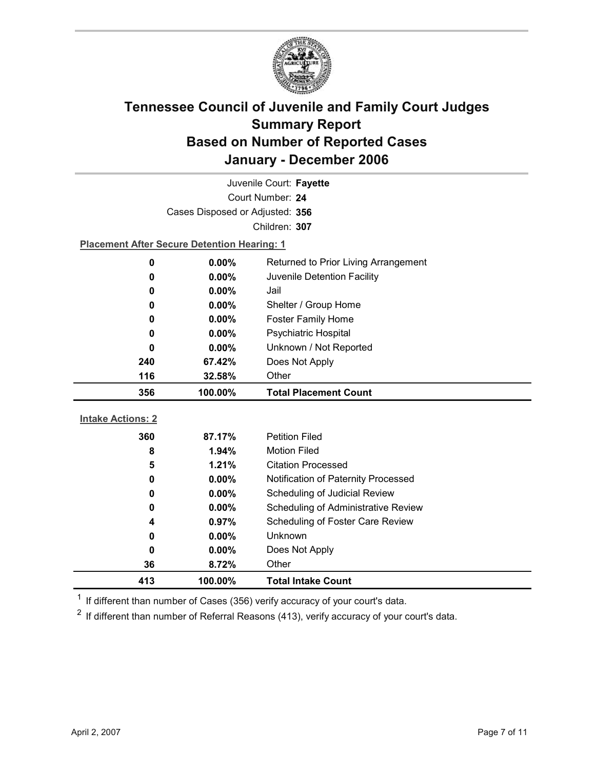# Tennessee Council of Juvenile and Family Court Judges
## Summary Report
## Based on Number of Reported Cases
## January - December 2006

Juvenile Court: **Fayette**
Court Number: **24**
Cases Disposed or Adjusted: **356**
Children: **307**

**Placement After Secure Detention Hearing: 1**

| | | |
|---|---|---|
| 0 | 0.00% | Returned to Prior Living Arrangement |
| 0 | 0.00% | Juvenile Detention Facility |
| 0 | 0.00% | Jail |
| 0 | 0.00% | Shelter / Group Home |
| 0 | 0.00% | Foster Family Home |
| 0 | 0.00% | Psychiatric Hospital |
| 0 | 0.00% | Unknown / Not Reported |
| 240 | 67.42% | Does Not Apply |
| 116 | 32.58% | Other |
| **356** | **100.00%** | **Total Placement Count** |

**Intake Actions: 2**

| | | |
|---|---|---|
| 360 | 87.17% | Petition Filed |
| 8 | 1.94% | Motion Filed |
| 5 | 1.21% | Citation Processed |
| 0 | 0.00% | Notification of Paternity Processed |
| 0 | 0.00% | Scheduling of Judicial Review |
| 0 | 0.00% | Scheduling of Administrative Review |
| 4 | 0.97% | Scheduling of Foster Care Review |
| 0 | 0.00% | Unknown |
| 0 | 0.00% | Does Not Apply |
| 36 | 8.72% | Other |
| **413** | **100.00%** | **Total Intake Count** |

[1] If different than number of Cases (356) verify accuracy of your court's data.

[2] If different than number of Referral Reasons (413), verify accuracy of your court's data.

April 2, 2007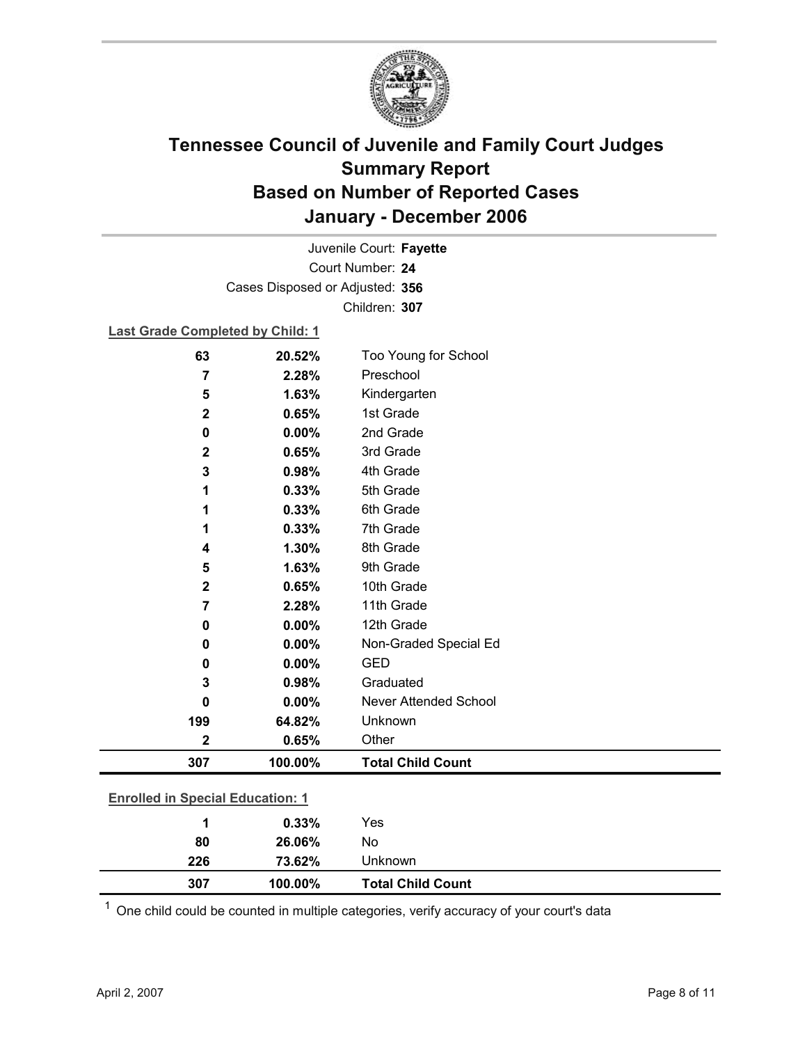# Tennessee Council of Juvenile and Family Court Judges
## Summary Report
## Based on Number of Reported Cases
## January - December 2006

Juvenile Court: **Fayette**
Court Number: **24**
Cases Disposed or Adjusted: **356**
Children: **307**

**Last Grade Completed by Child: 1**

| Count | Percent | Category |
|---|---|---|
| 63 | 20.52% | Too Young for School |
| 7 | 2.28% | Preschool |
| 5 | 1.63% | Kindergarten |
| 2 | 0.65% | 1st Grade |
| 0 | 0.00% | 2nd Grade |
| 2 | 0.65% | 3rd Grade |
| 3 | 0.98% | 4th Grade |
| 1 | 0.33% | 5th Grade |
| 1 | 0.33% | 6th Grade |
| 1 | 0.33% | 7th Grade |
| 4 | 1.30% | 8th Grade |
| 5 | 1.63% | 9th Grade |
| 2 | 0.65% | 10th Grade |
| 7 | 2.28% | 11th Grade |
| 0 | 0.00% | 12th Grade |
| 0 | 0.00% | Non-Graded Special Ed |
| 0 | 0.00% | GED |
| 3 | 0.98% | Graduated |
| 0 | 0.00% | Never Attended School |
| 199 | 64.82% | Unknown |
| 2 | 0.65% | Other |
| **307** | **100.00%** | **Total Child Count** |

**Enrolled in Special Education: 1**

| Count | Percent | Category |
|---|---|---|
| 1 | 0.33% | Yes |
| 80 | 26.06% | No |
| 226 | 73.62% | Unknown |
| **307** | **100.00%** | **Total Child Count** |

[1] One child could be counted in multiple categories, verify accuracy of your court's data

April 2, 2007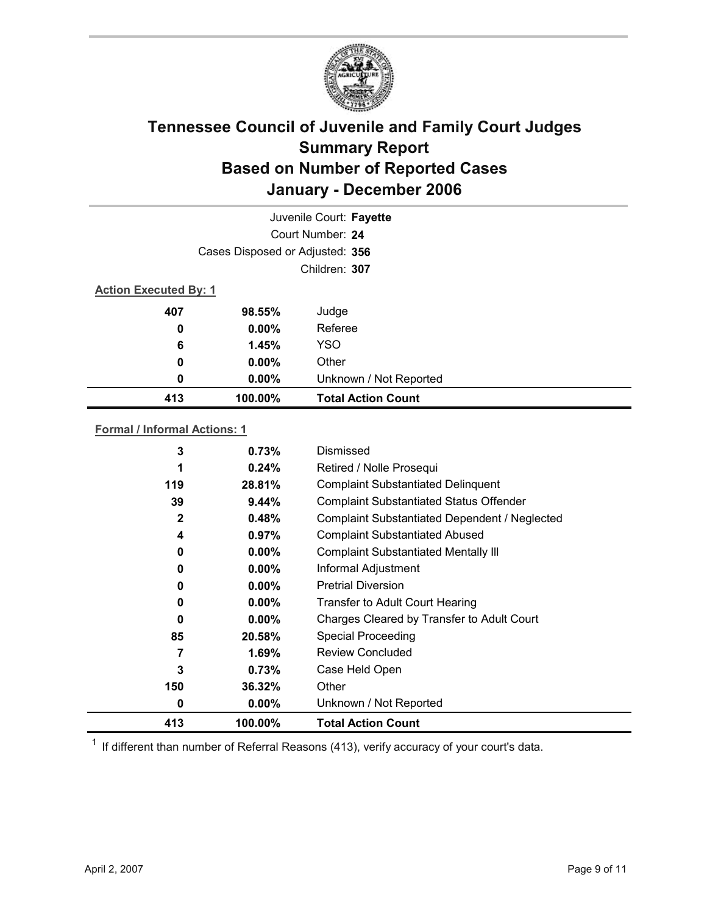# Tennessee Council of Juvenile and Family Court Judges
## Summary Report
## Based on Number of Reported Cases
## January - December 2006

Juvenile Court: **Fayette**

Court Number: **24**

Cases Disposed or Adjusted: **356**

Children: **307**

**Action Executed By: 1**

| Count | Percent | Action |
|---|---|---|
| 407 | 98.55% | Judge |
| 0 | 0.00% | Referee |
| 6 | 1.45% | YSO |
| 0 | 0.00% | Other |
| 0 | 0.00% | Unknown / Not Reported |
| **413** | **100.00%** | **Total Action Count** |

**Formal / Informal Actions: 1**

| Count | Percent | Action |
|---|---|---|
| 3 | 0.73% | Dismissed |
| 1 | 0.24% | Retired / Nolle Prosequi |
| 119 | 28.81% | Complaint Substantiated Delinquent |
| 39 | 9.44% | Complaint Substantiated Status Offender |
| 2 | 0.48% | Complaint Substantiated Dependent / Neglected |
| 4 | 0.97% | Complaint Substantiated Abused |
| 0 | 0.00% | Complaint Substantiated Mentally Ill |
| 0 | 0.00% | Informal Adjustment |
| 0 | 0.00% | Pretrial Diversion |
| 0 | 0.00% | Transfer to Adult Court Hearing |
| 0 | 0.00% | Charges Cleared by Transfer to Adult Court |
| 85 | 20.58% | Special Proceeding |
| 7 | 1.69% | Review Concluded |
| 3 | 0.73% | Case Held Open |
| 150 | 36.32% | Other |
| 0 | 0.00% | Unknown / Not Reported |
| **413** | **100.00%** | **Total Action Count** |

[1] If different than number of Referral Reasons (413), verify accuracy of your court's data.

April 2, 2007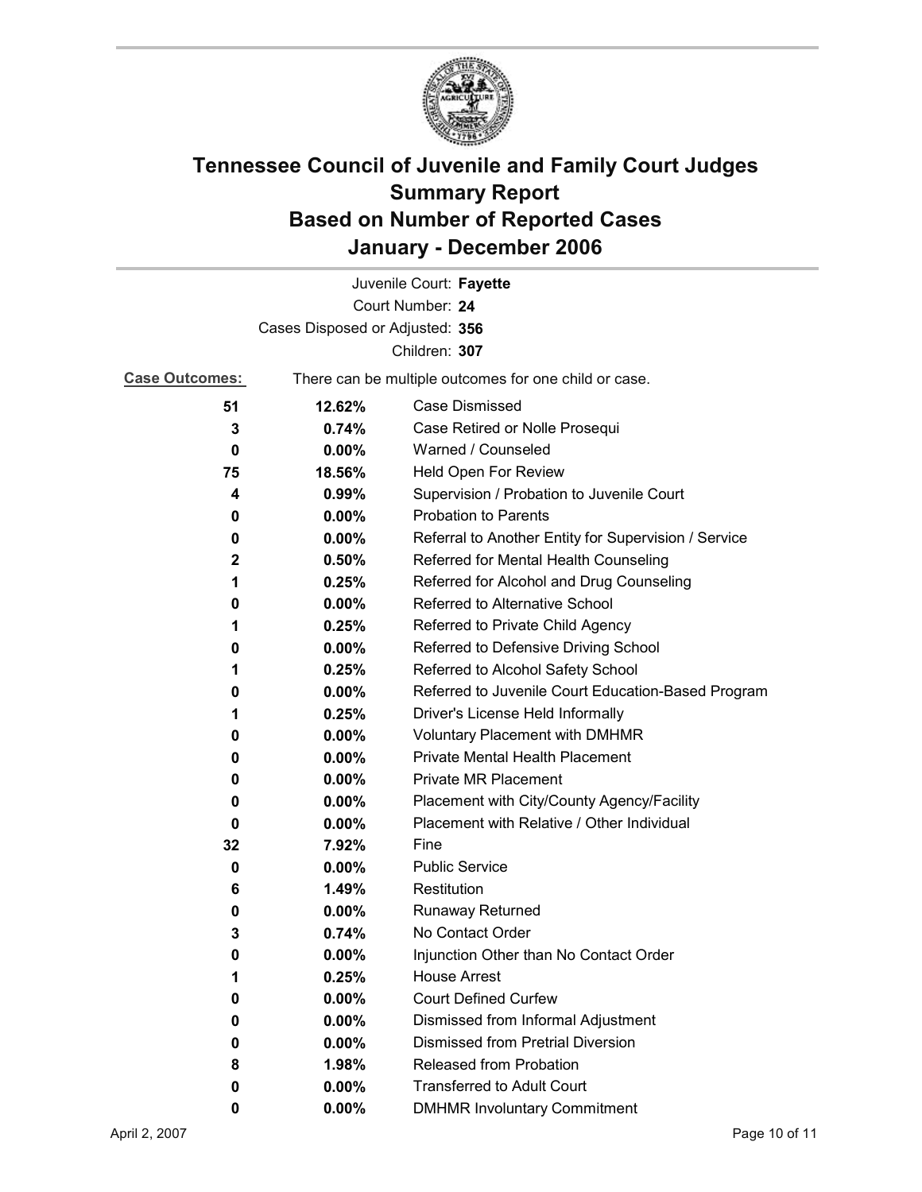# Tennessee Council of Juvenile and Family Court Judges
# Summary Report
# Based on Number of Reported Cases
# January - December 2006

Juvenile Court: **Fayette**

Court Number: **24**

Cases Disposed or Adjusted: **356**

Children: **307**

**Case Outcomes:** There can be multiple outcomes for one child or case.

| Count | Percent | Outcome |
|---|---|---|
| **51** | **12.62%** | Case Dismissed |
| **3** | **0.74%** | Case Retired or Nolle Prosequi |
| **0** | **0.00%** | Warned / Counseled |
| **75** | **18.56%** | Held Open For Review |
| **4** | **0.99%** | Supervision / Probation to Juvenile Court |
| **0** | **0.00%** | Probation to Parents |
| **0** | **0.00%** | Referral to Another Entity for Supervision / Service |
| **2** | **0.50%** | Referred for Mental Health Counseling |
| **1** | **0.25%** | Referred for Alcohol and Drug Counseling |
| **0** | **0.00%** | Referred to Alternative School |
| **1** | **0.25%** | Referred to Private Child Agency |
| **0** | **0.00%** | Referred to Defensive Driving School |
| **1** | **0.25%** | Referred to Alcohol Safety School |
| **0** | **0.00%** | Referred to Juvenile Court Education-Based Program |
| **1** | **0.25%** | Driver's License Held Informally |
| **0** | **0.00%** | Voluntary Placement with DMHMR |
| **0** | **0.00%** | Private Mental Health Placement |
| **0** | **0.00%** | Private MR Placement |
| **0** | **0.00%** | Placement with City/County Agency/Facility |
| **0** | **0.00%** | Placement with Relative / Other Individual |
| **32** | **7.92%** | Fine |
| **0** | **0.00%** | Public Service |
| **6** | **1.49%** | Restitution |
| **0** | **0.00%** | Runaway Returned |
| **3** | **0.74%** | No Contact Order |
| **0** | **0.00%** | Injunction Other than No Contact Order |
| **1** | **0.25%** | House Arrest |
| **0** | **0.00%** | Court Defined Curfew |
| **0** | **0.00%** | Dismissed from Informal Adjustment |
| **0** | **0.00%** | Dismissed from Pretrial Diversion |
| **8** | **1.98%** | Released from Probation |
| **0** | **0.00%** | Transferred to Adult Court |
| **0** | **0.00%** | DMHMR Involuntary Commitment |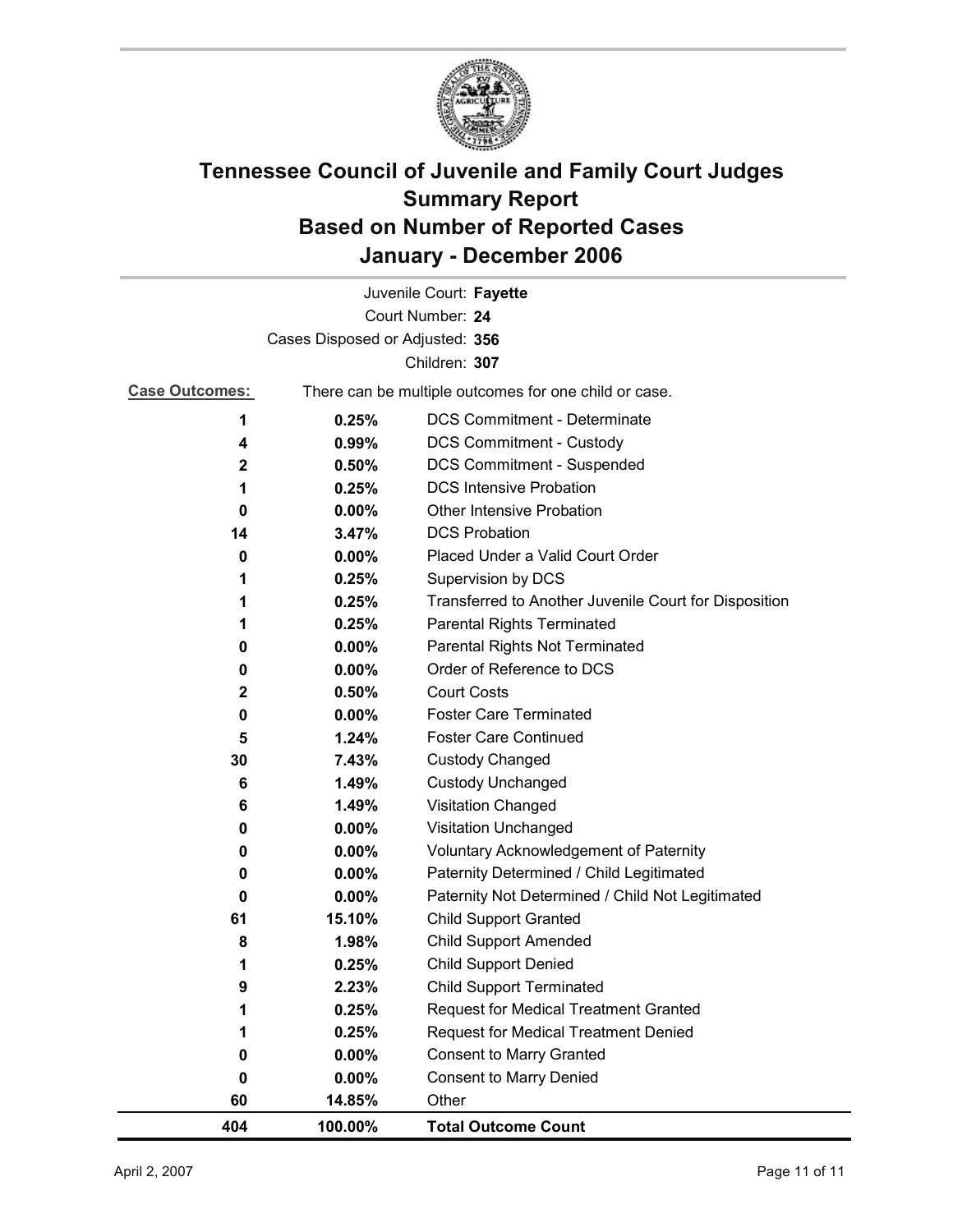# Tennessee Council of Juvenile and Family Court Judges
# Summary Report
# Based on Number of Reported Cases
# January - December 2006

Juvenile Court: **Fayette**

Court Number: **24**

Cases Disposed or Adjusted: **356**

Children: **307**

**Case Outcomes:** There can be multiple outcomes for one child or case.

| | | |
|---|---|---|
| **1** | **0.25%** | DCS Commitment - Determinate |
| **4** | **0.99%** | DCS Commitment - Custody |
| **2** | **0.50%** | DCS Commitment - Suspended |
| **1** | **0.25%** | DCS Intensive Probation |
| **0** | **0.00%** | Other Intensive Probation |
| **14** | **3.47%** | DCS Probation |
| **0** | **0.00%** | Placed Under a Valid Court Order |
| **1** | **0.25%** | Supervision by DCS |
| **1** | **0.25%** | Transferred to Another Juvenile Court for Disposition |
| **1** | **0.25%** | Parental Rights Terminated |
| **0** | **0.00%** | Parental Rights Not Terminated |
| **0** | **0.00%** | Order of Reference to DCS |
| **2** | **0.50%** | Court Costs |
| **0** | **0.00%** | Foster Care Terminated |
| **5** | **1.24%** | Foster Care Continued |
| **30** | **7.43%** | Custody Changed |
| **6** | **1.49%** | Custody Unchanged |
| **6** | **1.49%** | Visitation Changed |
| **0** | **0.00%** | Visitation Unchanged |
| **0** | **0.00%** | Voluntary Acknowledgement of Paternity |
| **0** | **0.00%** | Paternity Determined / Child Legitimated |
| **0** | **0.00%** | Paternity Not Determined / Child Not Legitimated |
| **61** | **15.10%** | Child Support Granted |
| **8** | **1.98%** | Child Support Amended |
| **1** | **0.25%** | Child Support Denied |
| **9** | **2.23%** | Child Support Terminated |
| **1** | **0.25%** | Request for Medical Treatment Granted |
| **1** | **0.25%** | Request for Medical Treatment Denied |
| **0** | **0.00%** | Consent to Marry Granted |
| **0** | **0.00%** | Consent to Marry Denied |
| **60** | **14.85%** | Other |
| **404** | **100.00%** | **Total Outcome Count** |

April 2, 2007